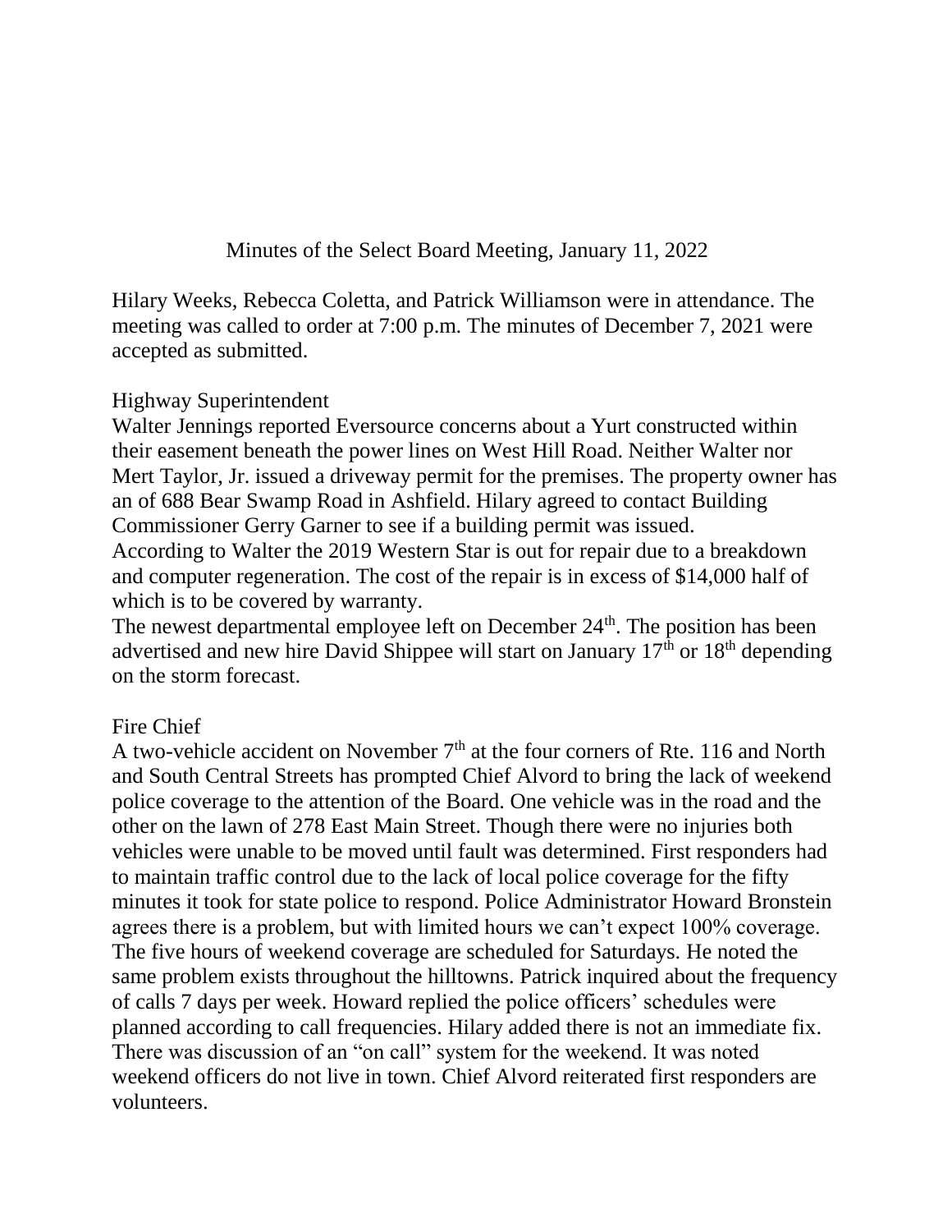# Minutes of the Select Board Meeting, January 11, 2022

Hilary Weeks, Rebecca Coletta, and Patrick Williamson were in attendance. The meeting was called to order at 7:00 p.m. The minutes of December 7, 2021 were accepted as submitted.

## Highway Superintendent

Walter Jennings reported Eversource concerns about a Yurt constructed within their easement beneath the power lines on West Hill Road. Neither Walter nor Mert Taylor, Jr. issued a driveway permit for the premises. The property owner has an of 688 Bear Swamp Road in Ashfield. Hilary agreed to contact Building Commissioner Gerry Garner to see if a building permit was issued.

According to Walter the 2019 Western Star is out for repair due to a breakdown and computer regeneration. The cost of the repair is in excess of $14,000 half of which is to be covered by warranty.

The newest departmental employee left on December 24th. The position has been advertised and new hire David Shippee will start on January 17th or 18th depending on the storm forecast.

## Fire Chief

A two-vehicle accident on November 7th at the four corners of Rte. 116 and North and South Central Streets has prompted Chief Alvord to bring the lack of weekend police coverage to the attention of the Board. One vehicle was in the road and the other on the lawn of 278 East Main Street. Though there were no injuries both vehicles were unable to be moved until fault was determined. First responders had to maintain traffic control due to the lack of local police coverage for the fifty minutes it took for state police to respond. Police Administrator Howard Bronstein agrees there is a problem, but with limited hours we can't expect 100% coverage. The five hours of weekend coverage are scheduled for Saturdays. He noted the same problem exists throughout the hilltowns. Patrick inquired about the frequency of calls 7 days per week. Howard replied the police officers' schedules were planned according to call frequencies. Hilary added there is not an immediate fix. There was discussion of an "on call" system for the weekend. It was noted weekend officers do not live in town. Chief Alvord reiterated first responders are volunteers.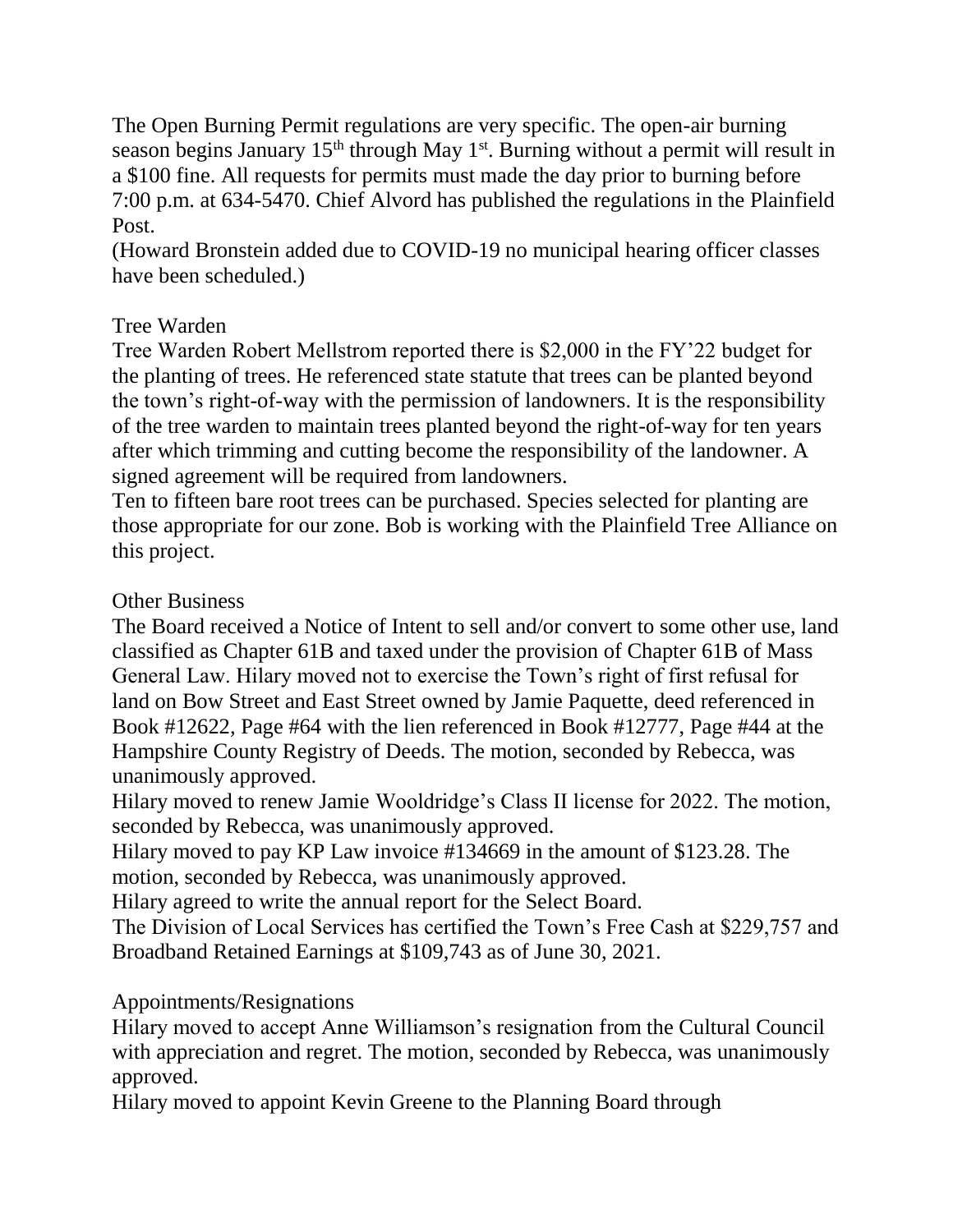The Open Burning Permit regulations are very specific. The open-air burning season begins January 15th through May 1st. Burning without a permit will result in a $100 fine. All requests for permits must made the day prior to burning before 7:00 p.m. at 634-5470. Chief Alvord has published the regulations in the Plainfield Post.

(Howard Bronstein added due to COVID-19 no municipal hearing officer classes have been scheduled.)

## Tree Warden

Tree Warden Robert Mellstrom reported there is $2,000 in the FY'22 budget for the planting of trees. He referenced state statute that trees can be planted beyond the town's right-of-way with the permission of landowners. It is the responsibility of the tree warden to maintain trees planted beyond the right-of-way for ten years after which trimming and cutting become the responsibility of the landowner. A signed agreement will be required from landowners.

Ten to fifteen bare root trees can be purchased. Species selected for planting are those appropriate for our zone. Bob is working with the Plainfield Tree Alliance on this project.

## Other Business

The Board received a Notice of Intent to sell and/or convert to some other use, land classified as Chapter 61B and taxed under the provision of Chapter 61B of Mass General Law. Hilary moved not to exercise the Town's right of first refusal for land on Bow Street and East Street owned by Jamie Paquette, deed referenced in Book #12622, Page #64 with the lien referenced in Book #12777, Page #44 at the Hampshire County Registry of Deeds. The motion, seconded by Rebecca, was unanimously approved.

Hilary moved to renew Jamie Wooldridge's Class II license for 2022. The motion, seconded by Rebecca, was unanimously approved.

Hilary moved to pay KP Law invoice #134669 in the amount of $123.28. The motion, seconded by Rebecca, was unanimously approved.

Hilary agreed to write the annual report for the Select Board.

The Division of Local Services has certified the Town's Free Cash at $229,757 and Broadband Retained Earnings at $109,743 as of June 30, 2021.

## Appointments/Resignations

Hilary moved to accept Anne Williamson's resignation from the Cultural Council with appreciation and regret. The motion, seconded by Rebecca, was unanimously approved.

Hilary moved to appoint Kevin Greene to the Planning Board through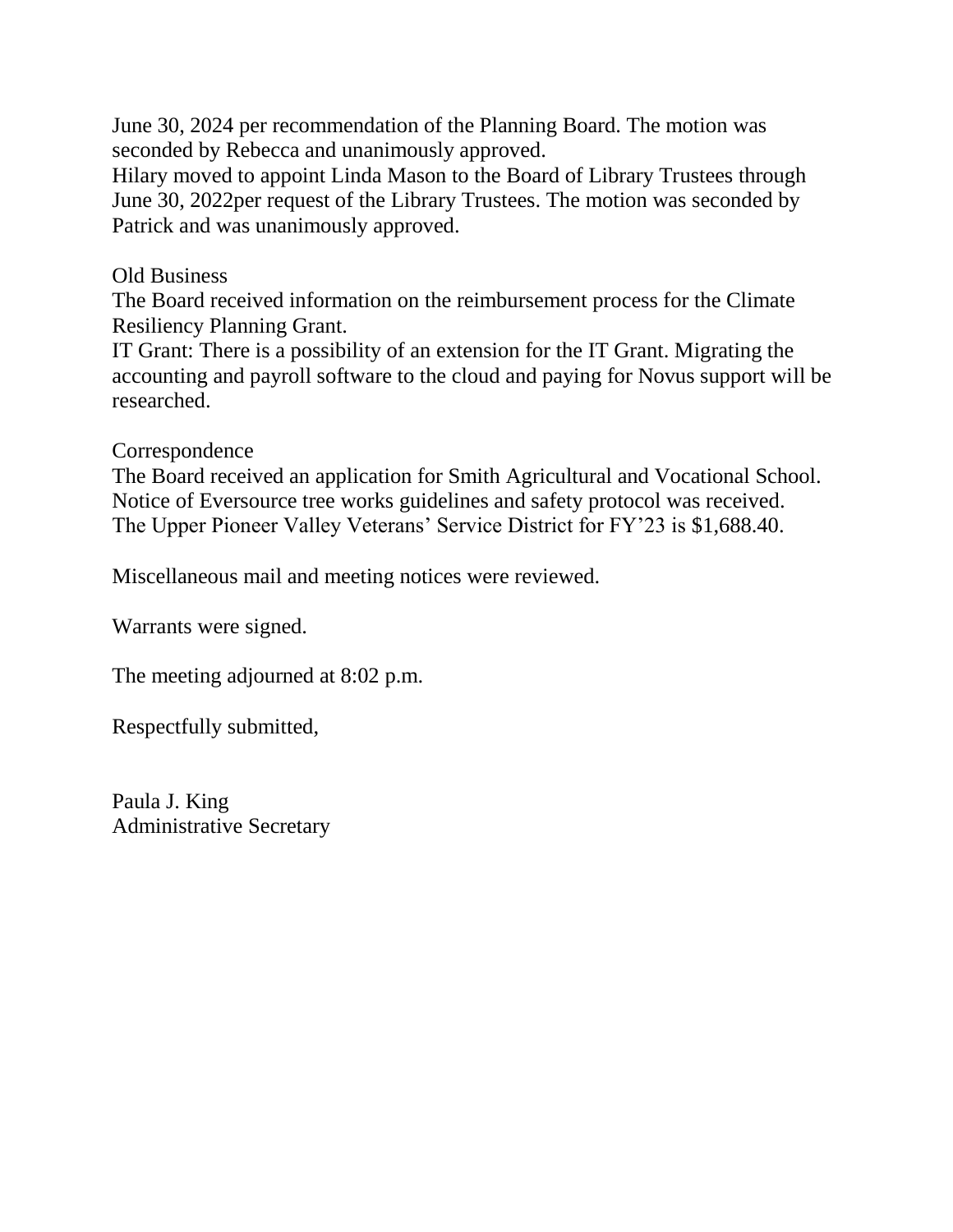June 30, 2024 per recommendation of the Planning Board. The motion was seconded by Rebecca and unanimously approved.
Hilary moved to appoint Linda Mason to the Board of Library Trustees through June 30, 2022per request of the Library Trustees. The motion was seconded by Patrick and was unanimously approved.

Old Business
The Board received information on the reimbursement process for the Climate Resiliency Planning Grant.
IT Grant: There is a possibility of an extension for the IT Grant. Migrating the accounting and payroll software to the cloud and paying for Novus support will be researched.

Correspondence
The Board received an application for Smith Agricultural and Vocational School.
Notice of Eversource tree works guidelines and safety protocol was received.
The Upper Pioneer Valley Veterans' Service District for FY'23 is $1,688.40.

Miscellaneous mail and meeting notices were reviewed.

Warrants were signed.

The meeting adjourned at 8:02 p.m.

Respectfully submitted,

Paula J. King
Administrative Secretary